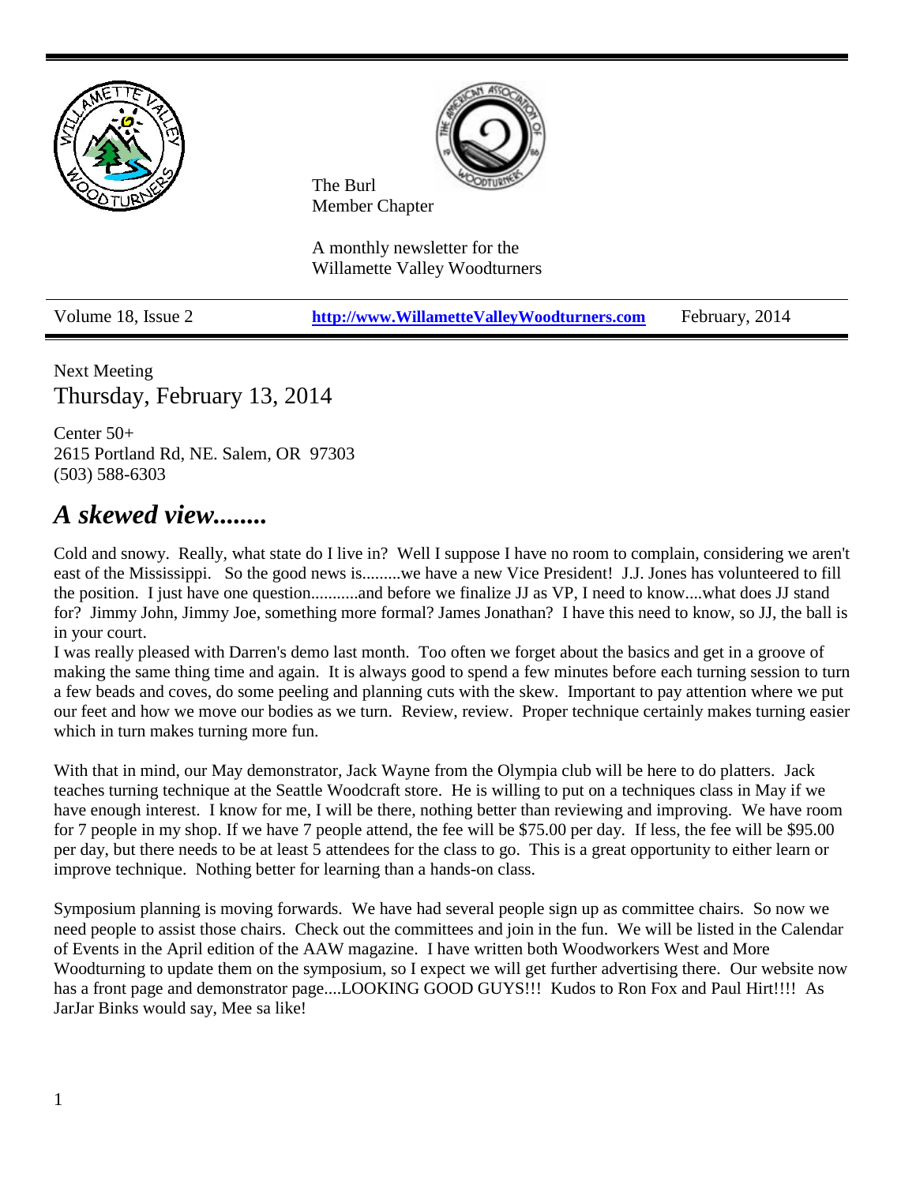The Burl
Member Chapter

A monthly newsletter for the
Willamette Valley Woodturners

| Volume 18, Issue 2 | http://www.WillametteValleyWoodturners.com | February, 2014 |
|---|---|---|

Next Meeting
Thursday, February 13, 2014

Center 50+
2615 Portland Rd, NE. Salem, OR 97303
(503) 588-6303

## *A skewed view........*

Cold and snowy. Really, what state do I live in? Well I suppose I have no room to complain, considering we aren't east of the Mississippi. So the good news is.........we have a new Vice President! J.J. Jones has volunteered to fill the position. I just have one question...........and before we finalize JJ as VP, I need to know....what does JJ stand for? Jimmy John, Jimmy Joe, something more formal? James Jonathan? I have this need to know, so JJ, the ball is in your court.
I was really pleased with Darren's demo last month. Too often we forget about the basics and get in a groove of making the same thing time and again. It is always good to spend a few minutes before each turning session to turn a few beads and coves, do some peeling and planning cuts with the skew. Important to pay attention where we put our feet and how we move our bodies as we turn. Review, review. Proper technique certainly makes turning easier which in turn makes turning more fun.

With that in mind, our May demonstrator, Jack Wayne from the Olympia club will be here to do platters. Jack teaches turning technique at the Seattle Woodcraft store. He is willing to put on a techniques class in May if we have enough interest. I know for me, I will be there, nothing better than reviewing and improving. We have room for 7 people in my shop. If we have 7 people attend, the fee will be $75.00 per day. If less, the fee will be $95.00 per day, but there needs to be at least 5 attendees for the class to go. This is a great opportunity to either learn or improve technique. Nothing better for learning than a hands-on class.

Symposium planning is moving forwards. We have had several people sign up as committee chairs. So now we need people to assist those chairs. Check out the committees and join in the fun. We will be listed in the Calendar of Events in the April edition of the AAW magazine. I have written both Woodworkers West and More Woodturning to update them on the symposium, so I expect we will get further advertising there. Our website now has a front page and demonstrator page....LOOKING GOOD GUYS!!! Kudos to Ron Fox and Paul Hirt!!!! As JarJar Binks would say, Mee sa like!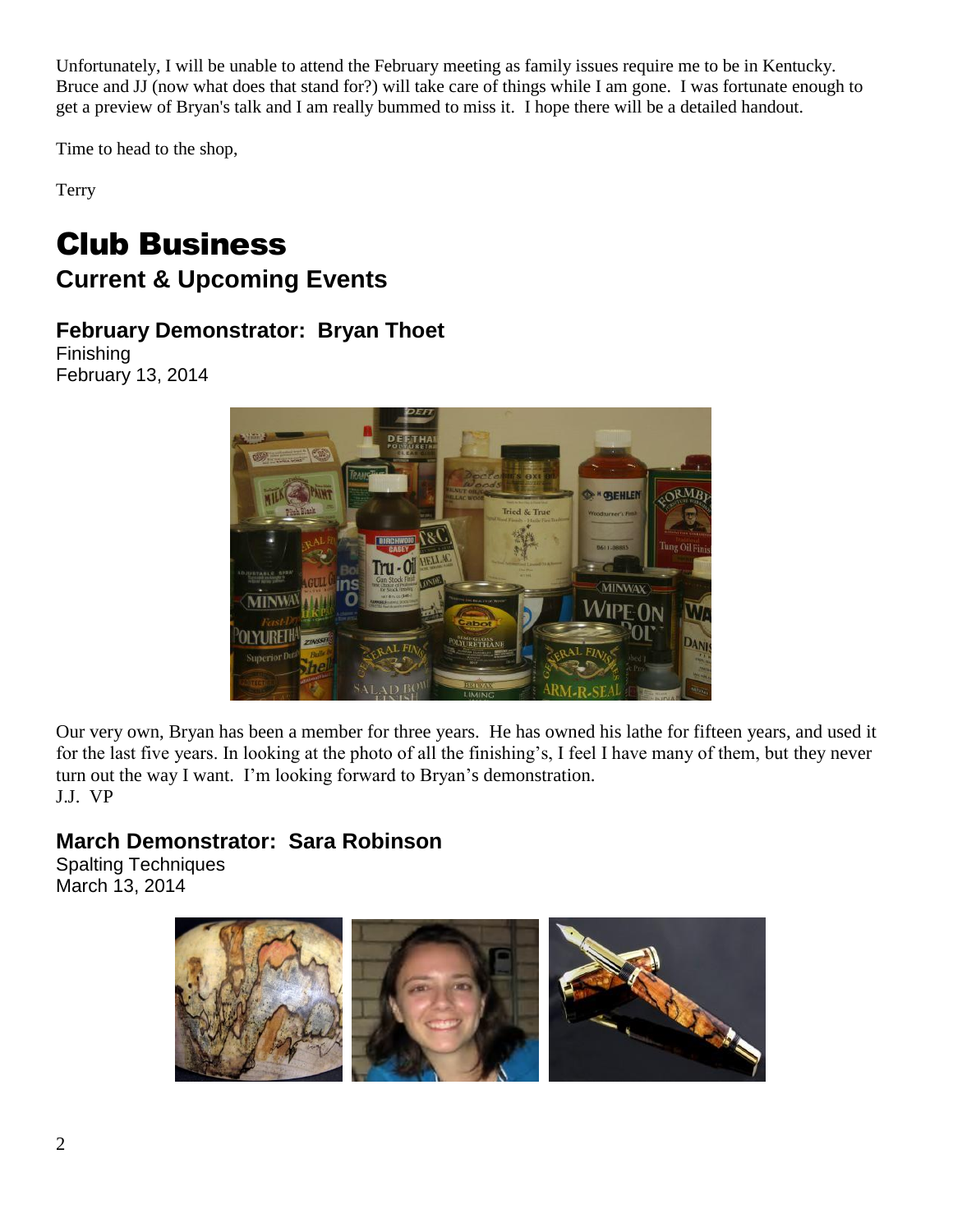Unfortunately, I will be unable to attend the February meeting as family issues require me to be in Kentucky. Bruce and JJ (now what does that stand for?) will take care of things while I am gone. I was fortunate enough to get a preview of Bryan's talk and I am really bummed to miss it. I hope there will be a detailed handout.

Time to head to the shop,

Terry

# Club Business

## Current & Upcoming Events

### February Demonstrator: Bryan Thoet

Finishing
February 13, 2014

Our very own, Bryan has been a member for three years. He has owned his lathe for fifteen years, and used it for the last five years. In looking at the photo of all the finishing's, I feel I have many of them, but they never turn out the way I want. I'm looking forward to Bryan's demonstration.
J.J. VP

### March Demonstrator: Sara Robinson

Spalting Techniques
March 13, 2014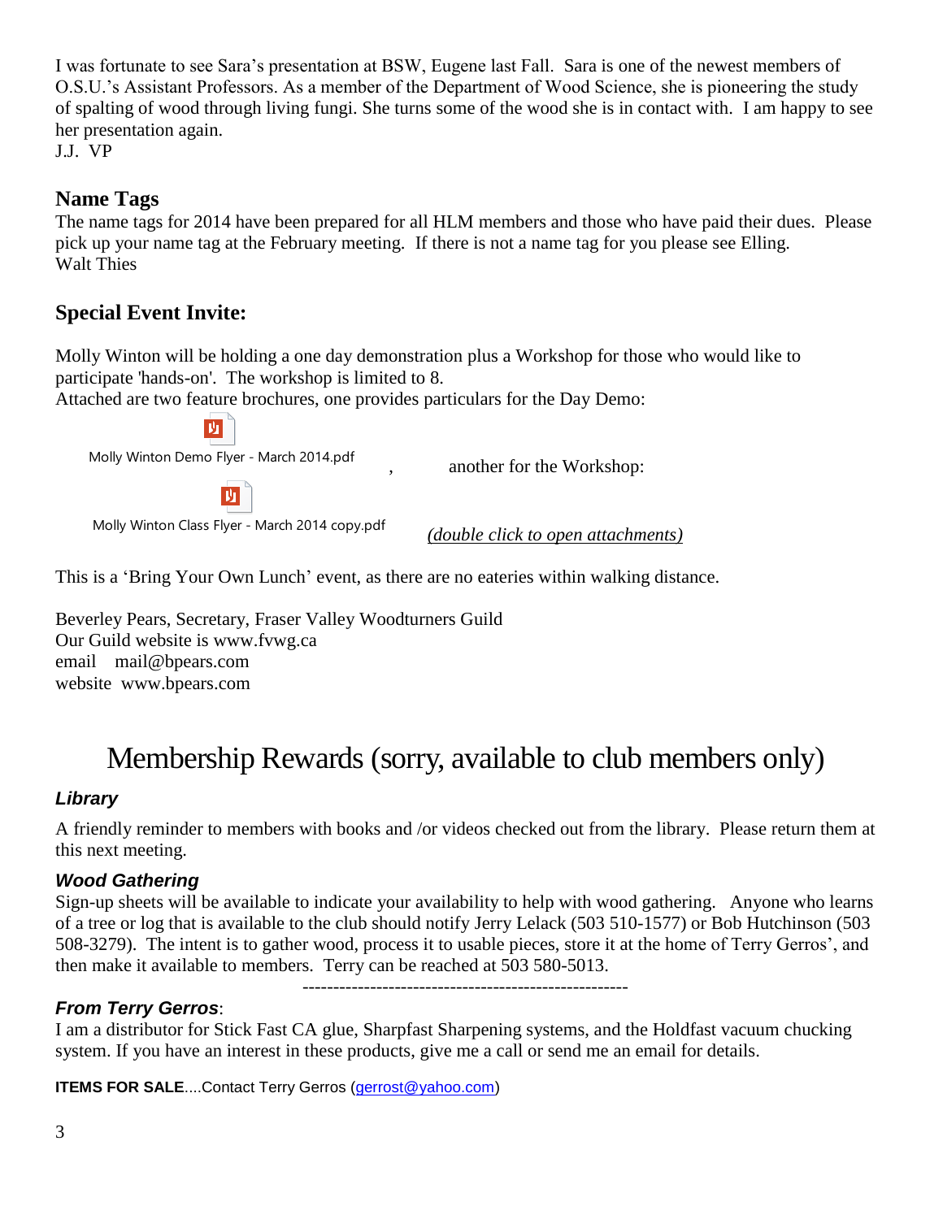I was fortunate to see Sara's presentation at BSW, Eugene last Fall. Sara is one of the newest members of O.S.U.'s Assistant Professors. As a member of the Department of Wood Science, she is pioneering the study of spalting of wood through living fungi. She turns some of the wood she is in contact with. I am happy to see her presentation again.
J.J. VP

## Name Tags

The name tags for 2014 have been prepared for all HLM members and those who have paid their dues. Please pick up your name tag at the February meeting. If there is not a name tag for you please see Elling.
Walt Thies

## Special Event Invite:

Molly Winton will be holding a one day demonstration plus a Workshop for those who would like to participate 'hands-on'. The workshop is limited to 8.
Attached are two feature brochures, one provides particulars for the Day Demo:

Molly Winton Demo Flyer - March 2014.pdf , another for the Workshop:

Molly Winton Class Flyer - March 2014 copy.pdf *(double click to open attachments)*

This is a 'Bring Your Own Lunch' event, as there are no eateries within walking distance.

Beverley Pears, Secretary, Fraser Valley Woodturners Guild
Our Guild website is www.fvwg.ca
email mail@bpears.com
website www.bpears.com

# Membership Rewards (sorry, available to club members only)

### *Library*

A friendly reminder to members with books and /or videos checked out from the library. Please return them at this next meeting.

### *Wood Gathering*

Sign-up sheets will be available to indicate your availability to help with wood gathering. Anyone who learns of a tree or log that is available to the club should notify Jerry Lelack (503 510-1577) or Bob Hutchinson (503 508-3279). The intent is to gather wood, process it to usable pieces, store it at the home of Terry Gerros', and then make it available to members. Terry can be reached at 503 580-5013.

----------------------------------------------------

### *From Terry Gerros*:

I am a distributor for Stick Fast CA glue, Sharpfast Sharpening systems, and the Holdfast vacuum chucking system. If you have an interest in these products, give me a call or send me an email for details.

**ITEMS FOR SALE**....Contact Terry Gerros (gerrost@yahoo.com)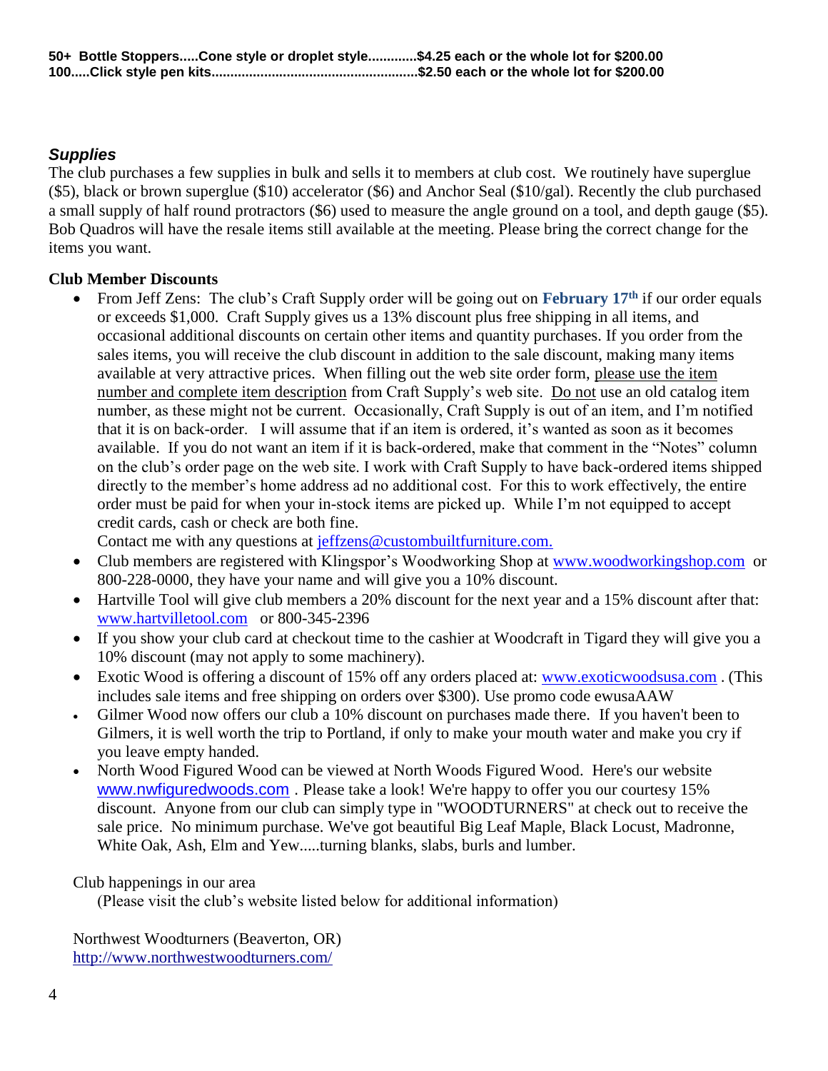**50+ Bottle Stoppers.....Cone style or droplet style.............$4.25 each or the whole lot for $200.00**
**100.....Click style pen kits......................................................$2.50 each or the whole lot for $200.00**

### *Supplies*

The club purchases a few supplies in bulk and sells it to members at club cost. We routinely have superglue ($5), black or brown superglue ($10) accelerator ($6) and Anchor Seal ($10/gal). Recently the club purchased a small supply of half round protractors ($6) used to measure the angle ground on a tool, and depth gauge ($5). Bob Quadros will have the resale items still available at the meeting. Please bring the correct change for the items you want.

### Club Member Discounts

- From Jeff Zens: The club's Craft Supply order will be going out on **February 17th** if our order equals or exceeds $1,000. Craft Supply gives us a 13% discount plus free shipping in all items, and occasional additional discounts on certain other items and quantity purchases. If you order from the sales items, you will receive the club discount in addition to the sale discount, making many items available at very attractive prices. When filling out the web site order form, please use the item number and complete item description from Craft Supply's web site. Do not use an old catalog item number, as these might not be current. Occasionally, Craft Supply is out of an item, and I'm notified that it is on back-order. I will assume that if an item is ordered, it's wanted as soon as it becomes available. If you do not want an item if it is back-ordered, make that comment in the "Notes" column on the club's order page on the web site. I work with Craft Supply to have back-ordered items shipped directly to the member's home address ad no additional cost. For this to work effectively, the entire order must be paid for when your in-stock items are picked up. While I'm not equipped to accept credit cards, cash or check are both fine.
  Contact me with any questions at jeffzens@custombuiltfurniture.com.
- Club members are registered with Klingspor's Woodworking Shop at www.woodworkingshop.com or 800-228-0000, they have your name and will give you a 10% discount.
- Hartville Tool will give club members a 20% discount for the next year and a 15% discount after that: www.hartvilletool.com or 800-345-2396
- If you show your club card at checkout time to the cashier at Woodcraft in Tigard they will give you a 10% discount (may not apply to some machinery).
- Exotic Wood is offering a discount of 15% off any orders placed at: www.exoticwoodsusa.com . (This includes sale items and free shipping on orders over $300). Use promo code ewusaAAW
- Gilmer Wood now offers our club a 10% discount on purchases made there. If you haven't been to Gilmers, it is well worth the trip to Portland, if only to make your mouth water and make you cry if you leave empty handed.
- North Wood Figured Wood can be viewed at North Woods Figured Wood. Here's our website www.nwfiguredwoods.com . Please take a look! We're happy to offer you our courtesy 15% discount. Anyone from our club can simply type in "WOODTURNERS" at check out to receive the sale price. No minimum purchase. We've got beautiful Big Leaf Maple, Black Locust, Madronne, White Oak, Ash, Elm and Yew.....turning blanks, slabs, burls and lumber.

Club happenings in our area

(Please visit the club's website listed below for additional information)

Northwest Woodturners (Beaverton, OR)
http://www.northwestwoodturners.com/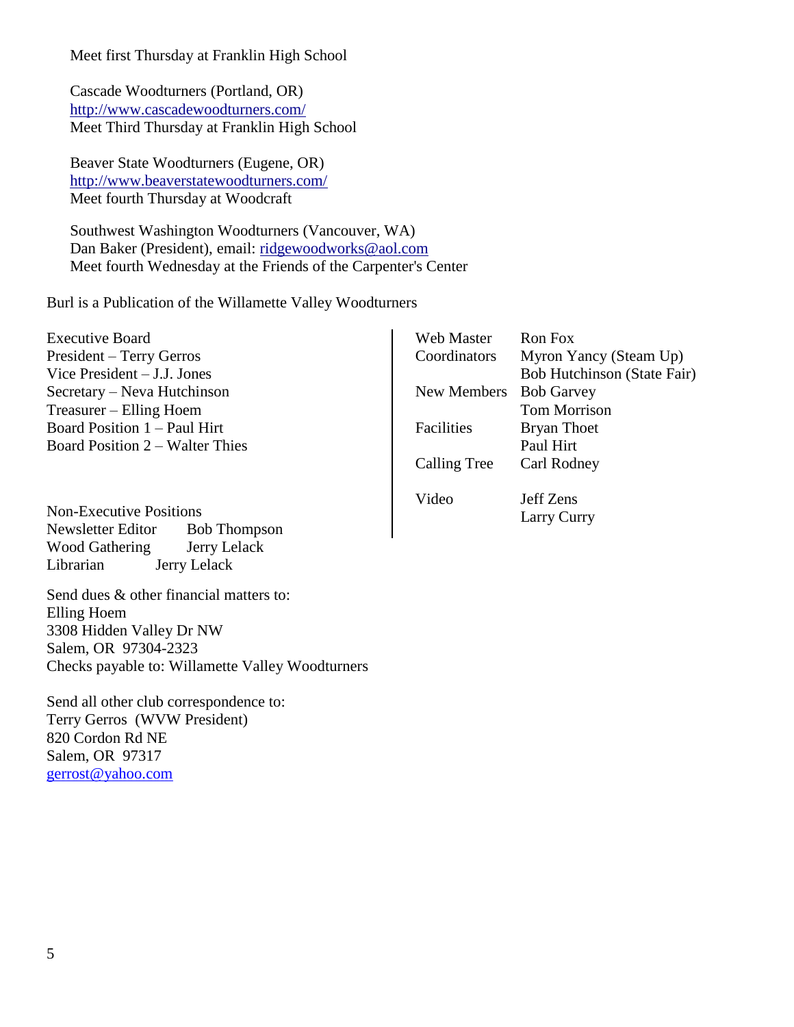Meet first Thursday at Franklin High School

Cascade Woodturners (Portland, OR)
http://www.cascadewoodturners.com/
Meet Third Thursday at Franklin High School

Beaver State Woodturners (Eugene, OR)
http://www.beaverstatewoodturners.com/
Meet fourth Thursday at Woodcraft

Southwest Washington Woodturners (Vancouver, WA)
Dan Baker (President), email: ridgewoodworks@aol.com
Meet fourth Wednesday at the Friends of the Carpenter's Center

Burl is a Publication of the Willamette Valley Woodturners

Executive Board
President – Terry Gerros
Vice President – J.J. Jones
Secretary – Neva Hutchinson
Treasurer – Elling Hoem
Board Position 1 – Paul Hirt
Board Position 2 – Walter Thies

Non-Executive Positions

| | |
|---|---|
| Newsletter Editor | Bob Thompson |
| Wood Gathering | Jerry Lelack |
| Librarian | Jerry Lelack |
| Web Master | Ron Fox |
| Coordinators | Myron Yancy (Steam Up) |
| | Bob Hutchinson (State Fair) |
| New Members | Bob Garvey |
| | Tom Morrison |
| Facilities | Bryan Thoet |
| | Paul Hirt |
| Calling Tree | Carl Rodney |
| Video | Jeff Zens |
| | Larry Curry |

Send dues & other financial matters to:
Elling Hoem
3308 Hidden Valley Dr NW
Salem, OR 97304-2323
Checks payable to: Willamette Valley Woodturners

Send all other club correspondence to:
Terry Gerros (WVW President)
820 Cordon Rd NE
Salem, OR 97317
gerrost@yahoo.com